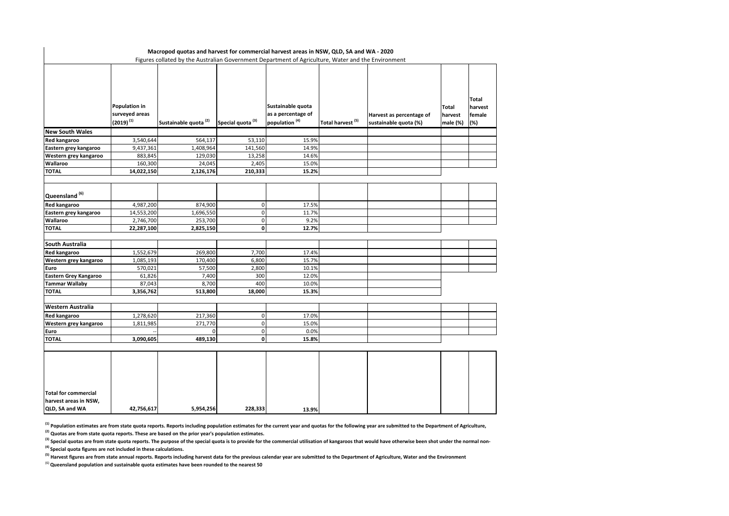**Macropod quotas and harvest for commercial harvest areas in NSW, QLD, SA and WA - 2020**

Figures collated by the Australian Government Department of Agriculture, Water and the Environment

| | Population in surveyed areas (2019) [1] | Sustainable quota [2] | Special quota [3] | Sustainable quota as a percentage of population [4] | Total harvest [5] | Harvest as percentage of sustainable quota (%) | Total harvest male (%) | Total harvest female (%) |
|---|---|---|---|---|---|---|---|---|
| **New South Wales** | | | | | | | | |
| **Red kangaroo** | 3,540,644 | 564,137 | 53,110 | 15.9% | | | | |
| **Eastern grey kangaroo** | 9,437,361 | 1,408,964 | 141,560 | 14.9% | | | | |
| **Western grey kangaroo** | 883,845 | 129,030 | 13,258 | 14.6% | | | | |
| **Wallaroo** | 160,300 | 24,045 | 2,405 | 15.0% | | | | |
| **TOTAL** | **14,022,150** | **2,126,176** | **210,333** | **15.2%** | | | | |
| **Queensland** [6] | | | | | | | | |
| **Red kangaroo** | 4,987,200 | 874,900 | 0 | 17.5% | | | | |
| **Eastern grey kangaroo** | 14,553,200 | 1,696,550 | 0 | 11.7% | | | | |
| **Wallaroo** | 2,746,700 | 253,700 | 0 | 9.2% | | | | |
| **TOTAL** | **22,287,100** | **2,825,150** | **0** | **12.7%** | | | | |
| **South Australia** | | | | | | | | |
| **Red kangaroo** | 1,552,679 | 269,800 | 7,700 | 17.4% | | | | |
| **Western grey kangaroo** | 1,085,193 | 170,400 | 6,800 | 15.7% | | | | |
| **Euro** | 570,021 | 57,500 | 2,800 | 10.1% | | | | |
| **Eastern Grey Kangaroo** | 61,826 | 7,400 | 300 | 12.0% | | | | |
| **Tammar Wallaby** | 87,043 | 8,700 | 400 | 10.0% | | | | |
| **TOTAL** | **3,356,762** | **513,800** | **18,000** | **15.3%** | | | | |
| **Western Australia** | | | | | | | | |
| **Red kangaroo** | 1,278,620 | 217,360 | 0 | 17.0% | | | | |
| **Western grey kangaroo** | 1,811,985 | 271,770 | 0 | 15.0% | | | | |
| **Euro** | -- | 0 | 0 | 0.0% | | | | |
| **TOTAL** | **3,090,605** | **489,130** | **0** | **15.8%** | | | | |
| **Total for commercial harvest areas in NSW, QLD, SA and WA** | **42,756,617** | **5,954,256** | **228,333** | **13.9%** | | | | |

**[1] Population estimates are from state quota reports. Reports including population estimates for the current year and quotas for the following year are submitted to the Department of Agriculture,**

**[2] Quotas are from state quota reports. These are based on the prior year's population estimates.**

**[3] Special quotas are from state quota reports. The purpose of the special quota is to provide for the commercial utilisation of kangaroos that would have otherwise been shot under the normal non-**

**[4] Special quota figures are not included in these calculations.**

**[5] Harvest figures are from state annual reports. Reports including harvest data for the previous calendar year are submitted to the Department of Agriculture, Water and the Environment**

**[6] Queensland population and sustainable quota estimates have been rounded to the nearest 50**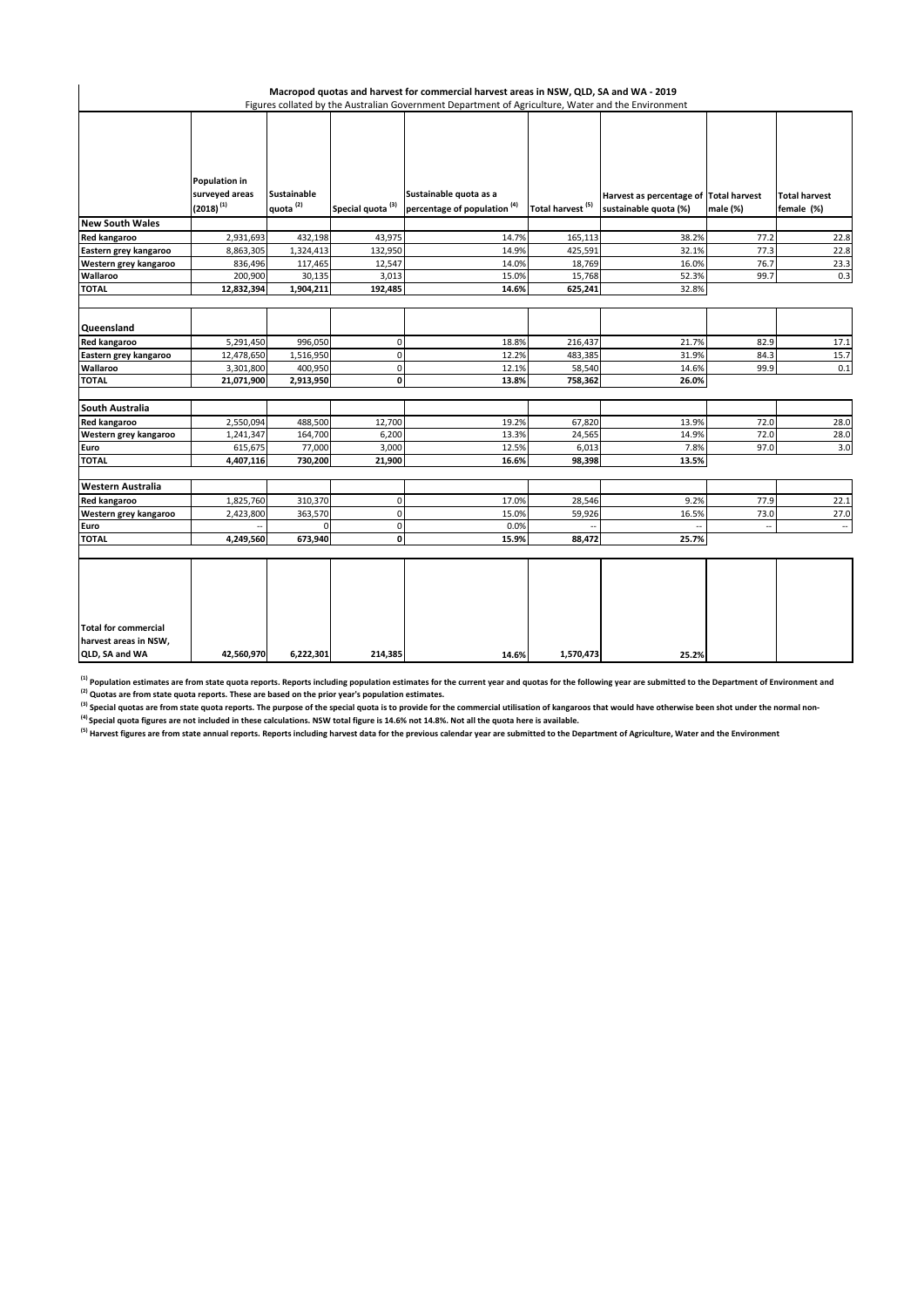**Macropod quotas and harvest for commercial harvest areas in NSW, QLD, SA and WA - 2019**

Figures collated by the Australian Government Department of Agriculture, Water and the Environment

| | Population in surveyed areas (2018) [(1)] | Sustainable quota [(2)] | Special quota [(3)] | Sustainable quota as a percentage of population [(4)] | Total harvest [(5)] | Harvest as percentage of sustainable quota (%) | Total harvest male (%) | Total harvest female (%) |
|---|---|---|---|---|---|---|---|---|
| **New South Wales** | | | | | | | | |
| **Red kangaroo** | 2,931,693 | 432,198 | 43,975 | 14.7% | 165,113 | 38.2% | 77.2 | 22.8 |
| **Eastern grey kangaroo** | 8,863,305 | 1,324,413 | 132,950 | 14.9% | 425,591 | 32.1% | 77.3 | 22.8 |
| **Western grey kangaroo** | 836,496 | 117,465 | 12,547 | 14.0% | 18,769 | 16.0% | 76.7 | 23.3 |
| **Wallaroo** | 200,900 | 30,135 | 3,013 | 15.0% | 15,768 | 52.3% | 99.7 | 0.3 |
| **TOTAL** | **12,832,394** | **1,904,211** | **192,485** | **14.6%** | **625,241** | **32.8%** | | |
| **Queensland** | | | | | | | | |
| **Red kangaroo** | 5,291,450 | 996,050 | 0 | 18.8% | 216,437 | 21.7% | 82.9 | 17.1 |
| **Eastern grey kangaroo** | 12,478,650 | 1,516,950 | 0 | 12.2% | 483,385 | 31.9% | 84.3 | 15.7 |
| **Wallaroo** | 3,301,800 | 400,950 | 0 | 12.1% | 58,540 | 14.6% | 99.9 | 0.1 |
| **TOTAL** | **21,071,900** | **2,913,950** | **0** | **13.8%** | **758,362** | **26.0%** | | |
| **South Australia** | | | | | | | | |
| **Red kangaroo** | 2,550,094 | 488,500 | 12,700 | 19.2% | 67,820 | 13.9% | 72.0 | 28.0 |
| **Western grey kangaroo** | 1,241,347 | 164,700 | 6,200 | 13.3% | 24,565 | 14.9% | 72.0 | 28.0 |
| **Euro** | 615,675 | 77,000 | 3,000 | 12.5% | 6,013 | 7.8% | 97.0 | 3.0 |
| **TOTAL** | **4,407,116** | **730,200** | **21,900** | **16.6%** | **98,398** | **13.5%** | | |
| **Western Australia** | | | | | | | | |
| **Red kangaroo** | 1,825,760 | 310,370 | 0 | 17.0% | 28,546 | 9.2% | 77.9 | 22.1 |
| **Western grey kangaroo** | 2,423,800 | 363,570 | 0 | 15.0% | 59,926 | 16.5% | 73.0 | 27.0 |
| **Euro** | -- | 0 | 0 | 0.0% | -- | -- | -- | -- |
| **TOTAL** | **4,249,560** | **673,940** | **0** | **15.9%** | **88,472** | **25.7%** | | |
| **Total for commercial harvest areas in NSW, QLD, SA and WA** | **42,560,970** | **6,222,301** | **214,385** | **14.6%** | **1,570,473** | **25.2%** | | |

**[(1)] Population estimates are from state quota reports. Reports including population estimates for the current year and quotas for the following year are submitted to the Department of Environment and**

**[(2)] Quotas are from state quota reports. These are based on the prior year's population estimates.**

**[(3)] Special quotas are from state quota reports. The purpose of the special quota is to provide for the commercial utilisation of kangaroos that would have otherwise been shot under the normal non-**

**[(4)] Special quota figures are not included in these calculations. NSW total figure is 14.6% not 14.8%. Not all the quota here is available.**

**[(5)] Harvest figures are from state annual reports. Reports including harvest data for the previous calendar year are submitted to the Department of Agriculture, Water and the Environment**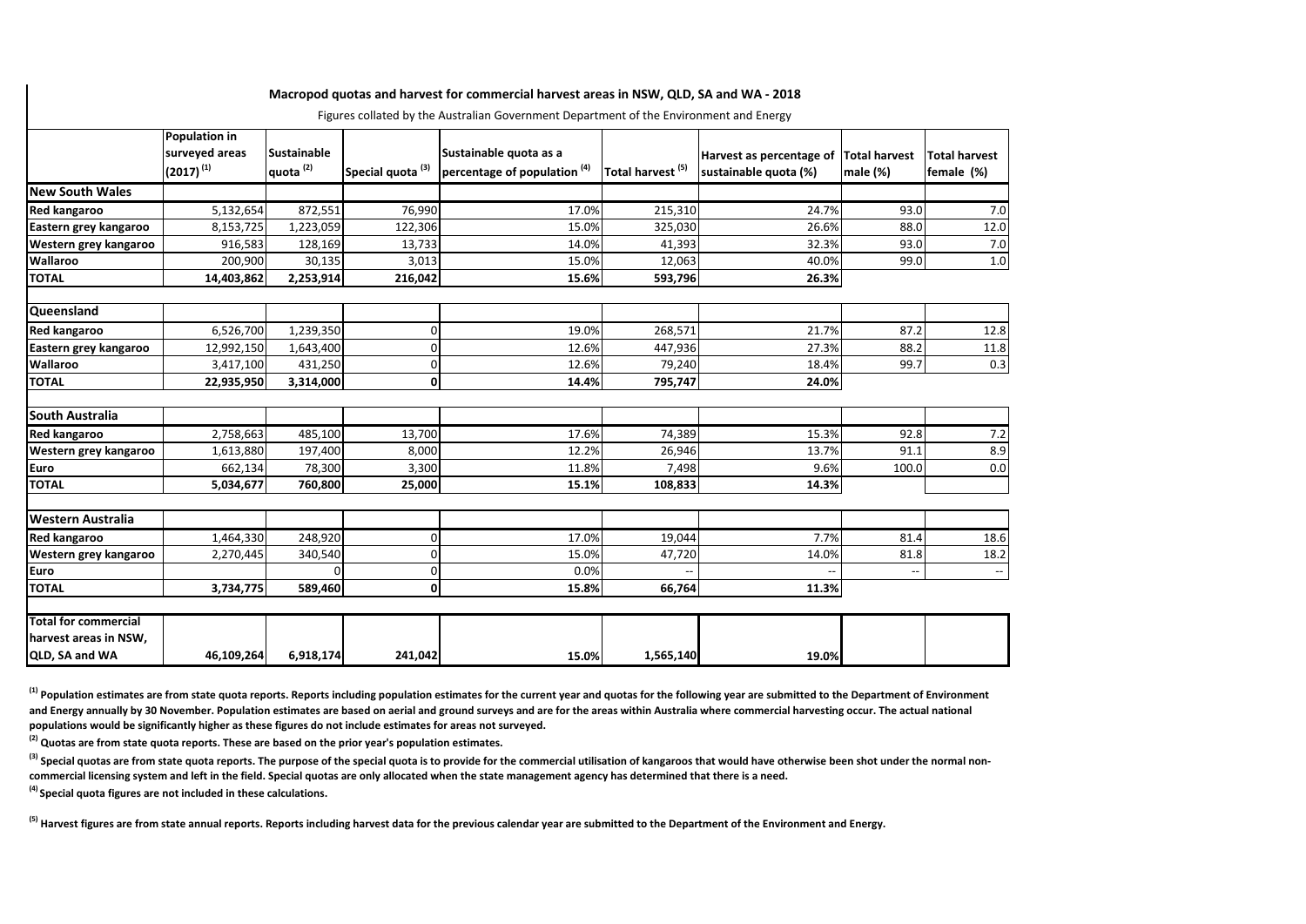## Macropod quotas and harvest for commercial harvest areas in NSW, QLD, SA and WA - 2018

Figures collated by the Australian Government Department of the Environment and Energy

| | Population in surveyed areas (2017) [1] | Sustainable quota [2] | Special quota [3] | Sustainable quota as a percentage of population [4] | Total harvest [5] | Harvest as percentage of sustainable quota (%) | Total harvest male (%) | Total harvest female (%) |
|---|---|---|---|---|---|---|---|---|
| **New South Wales** | | | | | | | | |
| **Red kangaroo** | 5,132,654 | 872,551 | 76,990 | 17.0% | 215,310 | 24.7% | 93.0 | 7.0 |
| **Eastern grey kangaroo** | 8,153,725 | 1,223,059 | 122,306 | 15.0% | 325,030 | 26.6% | 88.0 | 12.0 |
| **Western grey kangaroo** | 916,583 | 128,169 | 13,733 | 14.0% | 41,393 | 32.3% | 93.0 | 7.0 |
| **Wallaroo** | 200,900 | 30,135 | 3,013 | 15.0% | 12,063 | 40.0% | 99.0 | 1.0 |
| **TOTAL** | **14,403,862** | **2,253,914** | **216,042** | **15.6%** | **593,796** | **26.3%** | | |
| **Queensland** | | | | | | | | |
| **Red kangaroo** | 6,526,700 | 1,239,350 | 0 | 19.0% | 268,571 | 21.7% | 87.2 | 12.8 |
| **Eastern grey kangaroo** | 12,992,150 | 1,643,400 | 0 | 12.6% | 447,936 | 27.3% | 88.2 | 11.8 |
| **Wallaroo** | 3,417,100 | 431,250 | 0 | 12.6% | 79,240 | 18.4% | 99.7 | 0.3 |
| **TOTAL** | **22,935,950** | **3,314,000** | **0** | **14.4%** | **795,747** | **24.0%** | | |
| **South Australia** | | | | | | | | |
| **Red kangaroo** | 2,758,663 | 485,100 | 13,700 | 17.6% | 74,389 | 15.3% | 92.8 | 7.2 |
| **Western grey kangaroo** | 1,613,880 | 197,400 | 8,000 | 12.2% | 26,946 | 13.7% | 91.1 | 8.9 |
| **Euro** | 662,134 | 78,300 | 3,300 | 11.8% | 7,498 | 9.6% | 100.0 | 0.0 |
| **TOTAL** | **5,034,677** | **760,800** | **25,000** | **15.1%** | **108,833** | **14.3%** | | |
| **Western Australia** | | | | | | | | |
| **Red kangaroo** | 1,464,330 | 248,920 | 0 | 17.0% | 19,044 | 7.7% | 81.4 | 18.6 |
| **Western grey kangaroo** | 2,270,445 | 340,540 | 0 | 15.0% | 47,720 | 14.0% | 81.8 | 18.2 |
| **Euro** | | 0 | 0 | 0.0% | -- | -- | -- | -- |
| **TOTAL** | **3,734,775** | **589,460** | **0** | **15.8%** | **66,764** | **11.3%** | | |
| **Total for commercial harvest areas in NSW, QLD, SA and WA** | **46,109,264** | **6,918,174** | **241,042** | **15.0%** | **1,565,140** | **19.0%** | | |

**[1] Population estimates are from state quota reports. Reports including population estimates for the current year and quotas for the following year are submitted to the Department of Environment and Energy annually by 30 November. Population estimates are based on aerial and ground surveys and are for the areas within Australia where commercial harvesting occur. The actual national populations would be significantly higher as these figures do not include estimates for areas not surveyed.**

**[2] Quotas are from state quota reports. These are based on the prior year's population estimates.**

**[3] Special quotas are from state quota reports. The purpose of the special quota is to provide for the commercial utilisation of kangaroos that would have otherwise been shot under the normal non-commercial licensing system and left in the field. Special quotas are only allocated when the state management agency has determined that there is a need.**

**[4] Special quota figures are not included in these calculations.**

**[5] Harvest figures are from state annual reports. Reports including harvest data for the previous calendar year are submitted to the Department of the Environment and Energy.**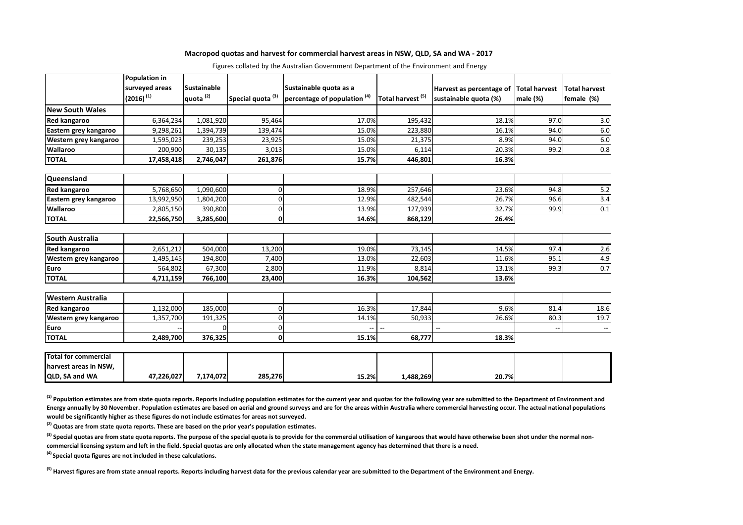# Macropod quotas and harvest for commercial harvest areas in NSW, QLD, SA and WA - 2017

Figures collated by the Australian Government Department of the Environment and Energy

| | Population in surveyed areas (2016) [1] | Sustainable quota [2] | Special quota [3] | Sustainable quota as a percentage of population [4] | Total harvest [5] | Harvest as percentage of sustainable quota (%) | Total harvest male (%) | Total harvest female (%) |
|---|---|---|---|---|---|---|---|---|
| **New South Wales** | | | | | | | | |
| **Red kangaroo** | 6,364,234 | 1,081,920 | 95,464 | 17.0% | 195,432 | 18.1% | 97.0 | 3.0 |
| **Eastern grey kangaroo** | 9,298,261 | 1,394,739 | 139,474 | 15.0% | 223,880 | 16.1% | 94.0 | 6.0 |
| **Western grey kangaroo** | 1,595,023 | 239,253 | 23,925 | 15.0% | 21,375 | 8.9% | 94.0 | 6.0 |
| **Wallaroo** | 200,900 | 30,135 | 3,013 | 15.0% | 6,114 | 20.3% | 99.2 | 0.8 |
| **TOTAL** | **17,458,418** | **2,746,047** | **261,876** | **15.7%** | **446,801** | **16.3%** | | |
| **Queensland** | | | | | | | | |
| **Red kangaroo** | 5,768,650 | 1,090,600 | 0 | 18.9% | 257,646 | 23.6% | 94.8 | 5.2 |
| **Eastern grey kangaroo** | 13,992,950 | 1,804,200 | 0 | 12.9% | 482,544 | 26.7% | 96.6 | 3.4 |
| **Wallaroo** | 2,805,150 | 390,800 | 0 | 13.9% | 127,939 | 32.7% | 99.9 | 0.1 |
| **TOTAL** | **22,566,750** | **3,285,600** | **0** | **14.6%** | **868,129** | **26.4%** | | |
| **South Australia** | | | | | | | | |
| **Red kangaroo** | 2,651,212 | 504,000 | 13,200 | 19.0% | 73,145 | 14.5% | 97.4 | 2.6 |
| **Western grey kangaroo** | 1,495,145 | 194,800 | 7,400 | 13.0% | 22,603 | 11.6% | 95.1 | 4.9 |
| **Euro** | 564,802 | 67,300 | 2,800 | 11.9% | 8,814 | 13.1% | 99.3 | 0.7 |
| **TOTAL** | **4,711,159** | **766,100** | **23,400** | **16.3%** | **104,562** | **13.6%** | | |
| **Western Australia** | | | | | | | | |
| **Red kangaroo** | 1,132,000 | 185,000 | 0 | 16.3% | 17,844 | 9.6% | 81.4 | 18.6 |
| **Western grey kangaroo** | 1,357,700 | 191,325 | 0 | 14.1% | 50,933 | 26.6% | 80.3 | 19.7 |
| **Euro** | -- | 0 | 0 | -- | -- | -- | -- | -- |
| **TOTAL** | **2,489,700** | **376,325** | **0** | **15.1%** | **68,777** | **18.3%** | | |
| **Total for commercial harvest areas in NSW, QLD, SA and WA** | **47,226,027** | **7,174,072** | **285,276** | **15.2%** | **1,488,269** | **20.7%** | | |

**[1] Population estimates are from state quota reports. Reports including population estimates for the current year and quotas for the following year are submitted to the Department of Environment and Energy annually by 30 November. Population estimates are based on aerial and ground surveys and are for the areas within Australia where commercial harvesting occur. The actual national populations would be significantly higher as these figures do not include estimates for areas not surveyed.**

**[2] Quotas are from state quota reports. These are based on the prior year's population estimates.**

**[3] Special quotas are from state quota reports. The purpose of the special quota is to provide for the commercial utilisation of kangaroos that would have otherwise been shot under the normal non-commercial licensing system and left in the field. Special quotas are only allocated when the state management agency has determined that there is a need.**

**[4] Special quota figures are not included in these calculations.**

**[5] Harvest figures are from state annual reports. Reports including harvest data for the previous calendar year are submitted to the Department of the Environment and Energy.**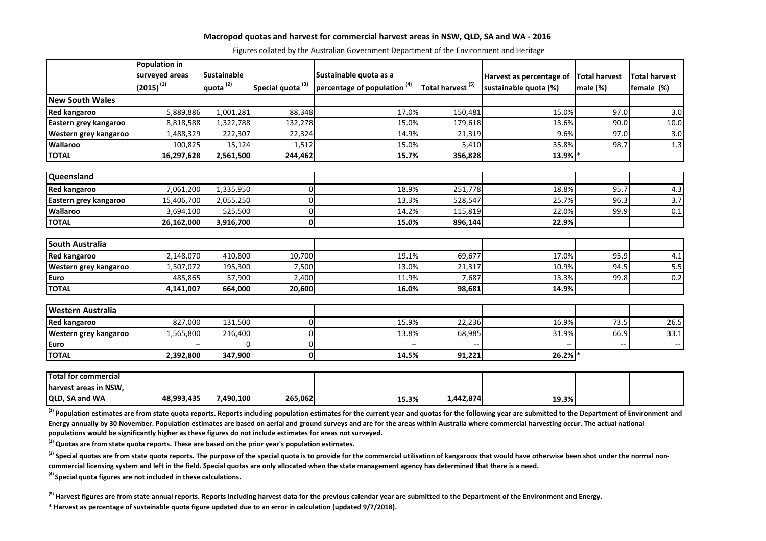**Macropod quotas and harvest for commercial harvest areas in NSW, QLD, SA and WA - 2016**

Figures collated by the Australian Government Department of the Environment and Heritage

| | Population in surveyed areas (2015) [1] | Sustainable quota [2] | Special quota [3] | Sustainable quota as a percentage of population [4] | Total harvest [5] | Harvest as percentage of sustainable quota (%) | Total harvest male (%) | Total harvest female (%) |
|---|---|---|---|---|---|---|---|---|
| **New South Wales** | | | | | | | | |
| **Red kangaroo** | 5,889,886 | 1,001,281 | 88,348 | 17.0% | 150,481 | 15.0% | 97.0 | 3.0 |
| **Eastern grey kangaroo** | 8,818,588 | 1,322,788 | 132,278 | 15.0% | 179,618 | 13.6% | 90.0 | 10.0 |
| **Western grey kangaroo** | 1,488,329 | 222,307 | 22,324 | 14.9% | 21,319 | 9.6% | 97.0 | 3.0 |
| **Wallaroo** | 100,825 | 15,124 | 1,512 | 15.0% | 5,410 | 35.8% | 98.7 | 1.3 |
| **TOTAL** | **16,297,628** | **2,561,500** | **244,462** | **15.7%** | **356,828** | **13.9%** * | | |
| **Queensland** | | | | | | | | |
| **Red kangaroo** | 7,061,200 | 1,335,950 | 0 | 18.9% | 251,778 | 18.8% | 95.7 | 4.3 |
| **Eastern grey kangaroo** | 15,406,700 | 2,055,250 | 0 | 13.3% | 528,547 | 25.7% | 96.3 | 3.7 |
| **Wallaroo** | 3,694,100 | 525,500 | 0 | 14.2% | 115,819 | 22.0% | 99.9 | 0.1 |
| **TOTAL** | **26,162,000** | **3,916,700** | **0** | **15.0%** | **896,144** | **22.9%** | | |
| **South Australia** | | | | | | | | |
| **Red kangaroo** | 2,148,070 | 410,800 | 10,700 | 19.1% | 69,677 | 17.0% | 95.9 | 4.1 |
| **Western grey kangaroo** | 1,507,072 | 195,300 | 7,500 | 13.0% | 21,317 | 10.9% | 94.5 | 5.5 |
| **Euro** | 485,865 | 57,900 | 2,400 | 11.9% | 7,687 | 13.3% | 99.8 | 0.2 |
| **TOTAL** | **4,141,007** | **664,000** | **20,600** | **16.0%** | **98,681** | **14.9%** | | |
| **Western Australia** | | | | | | | | |
| **Red kangaroo** | 827,000 | 131,500 | 0 | 15.9% | 22,236 | 16.9% | 73.5 | 26.5 |
| **Western grey kangaroo** | 1,565,800 | 216,400 | 0 | 13.8% | 68,985 | 31.9% | 66.9 | 33.1 |
| **Euro** | -- | 0 | 0 | -- | -- | -- | -- | -- |
| **TOTAL** | **2,392,800** | **347,900** | **0** | **14.5%** | **91,221** | **26.2%** * | | |
| **Total for commercial harvest areas in NSW, QLD, SA and WA** | **48,993,435** | **7,490,100** | **265,062** | **15.3%** | **1,442,874** | **19.3%** | | |

**[1] Population estimates are from state quota reports. Reports including population estimates for the current year and quotas for the following year are submitted to the Department of Environment and Energy annually by 30 November. Population estimates are based on aerial and ground surveys and are for the areas within Australia where commercial harvesting occur. The actual national populations would be significantly higher as these figures do not include estimates for areas not surveyed.**

**[2] Quotas are from state quota reports. These are based on the prior year's population estimates.**

**[3] Special quotas are from state quota reports. The purpose of the special quota is to provide for the commercial utilisation of kangaroos that would have otherwise been shot under the normal non-commercial licensing system and left in the field. Special quotas are only allocated when the state management agency has determined that there is a need.**

**[4] Special quota figures are not included in these calculations.**

**[5] Harvest figures are from state annual reports. Reports including harvest data for the previous calendar year are submitted to the Department of the Environment and Energy.**

**\* Harvest as percentage of sustainable quota figure updated due to an error in calculation (updated 9/7/2018).**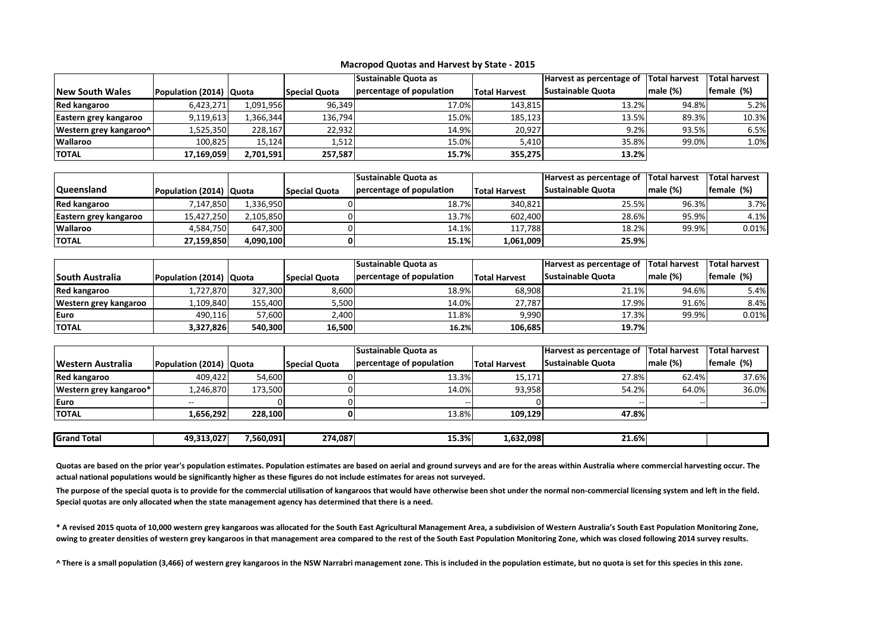**Macropod Quotas and Harvest by State - 2015**

| New South Wales | Population (2014) | Quota | Special Quota | Sustainable Quota as percentage of population | Total Harvest | Harvest as percentage of Sustainable Quota | Total harvest male (%) | Total harvest female (%) |
|---|---|---|---|---|---|---|---|---|
| Red kangaroo | 6,423,271 | 1,091,956 | 96,349 | 17.0% | 143,815 | 13.2% | 94.8% | 5.2% |
| Eastern grey kangaroo | 9,119,613 | 1,366,344 | 136,794 | 15.0% | 185,123 | 13.5% | 89.3% | 10.3% |
| Western grey kangaroo^ | 1,525,350 | 228,167 | 22,932 | 14.9% | 20,927 | 9.2% | 93.5% | 6.5% |
| Wallaroo | 100,825 | 15,124 | 1,512 | 15.0% | 5,410 | 35.8% | 99.0% | 1.0% |
| **TOTAL** | **17,169,059** | **2,701,591** | **257,587** | **15.7%** | **355,275** | **13.2%** | | |

| Queensland | Population (2014) | Quota | Special Quota | Sustainable Quota as percentage of population | Total Harvest | Harvest as percentage of Sustainable Quota | Total harvest male (%) | Total harvest female (%) |
|---|---|---|---|---|---|---|---|---|
| Red kangaroo | 7,147,850 | 1,336,950 | 0 | 18.7% | 340,821 | 25.5% | 96.3% | 3.7% |
| Eastern grey kangaroo | 15,427,250 | 2,105,850 | 0 | 13.7% | 602,400 | 28.6% | 95.9% | 4.1% |
| Wallaroo | 4,584,750 | 647,300 | 0 | 14.1% | 117,788 | 18.2% | 99.9% | 0.01% |
| **TOTAL** | **27,159,850** | **4,090,100** | **0** | **15.1%** | **1,061,009** | **25.9%** | | |

| South Australia | Population (2014) | Quota | Special Quota | Sustainable Quota as percentage of population | Total Harvest | Harvest as percentage of Sustainable Quota | Total harvest male (%) | Total harvest female (%) |
|---|---|---|---|---|---|---|---|---|
| Red kangaroo | 1,727,870 | 327,300 | 8,600 | 18.9% | 68,908 | 21.1% | 94.6% | 5.4% |
| Western grey kangaroo | 1,109,840 | 155,400 | 5,500 | 14.0% | 27,787 | 17.9% | 91.6% | 8.4% |
| Euro | 490,116 | 57,600 | 2,400 | 11.8% | 9,990 | 17.3% | 99.9% | 0.01% |
| **TOTAL** | **3,327,826** | **540,300** | **16,500** | **16.2%** | **106,685** | **19.7%** | | |

| Western Australia | Population (2014) | Quota | Special Quota | Sustainable Quota as percentage of population | Total Harvest | Harvest as percentage of Sustainable Quota | Total harvest male (%) | Total harvest female (%) |
|---|---|---|---|---|---|---|---|---|
| Red kangaroo | 409,422 | 54,600 | 0 | 13.3% | 15,171 | 27.8% | 62.4% | 37.6% |
| Western grey kangaroo* | 1,246,870 | 173,500 | 0 | 14.0% | 93,958 | 54.2% | 64.0% | 36.0% |
| Euro | -- | 0 | 0 | -- | 0 | -- | -- | -- |
| **TOTAL** | **1,656,292** | **228,100** | **0** | 13.8% | **109,129** | **47.8%** | | |

| | | | | | | | | |
|---|---|---|---|---|---|---|---|---|
| **Grand Total** | **49,313,027** | **7,560,091** | **274,087** | **15.3%** | **1,632,098** | **21.6%** | | |

**Quotas are based on the prior year's population estimates. Population estimates are based on aerial and ground surveys and are for the areas within Australia where commercial harvesting occur. The actual national populations would be significantly higher as these figures do not include estimates for areas not surveyed.**

**The purpose of the special quota is to provide for the commercial utilisation of kangaroos that would have otherwise been shot under the normal non-commercial licensing system and left in the field. Special quotas are only allocated when the state management agency has determined that there is a need.**

**\* A revised 2015 quota of 10,000 western grey kangaroos was allocated for the South East Agricultural Management Area, a subdivision of Western Australia's South East Population Monitoring Zone, owing to greater densities of western grey kangaroos in that management area compared to the rest of the South East Population Monitoring Zone, which was closed following 2014 survey results.**

**^ There is a small population (3,466) of western grey kangaroos in the NSW Narrabri management zone. This is included in the population estimate, but no quota is set for this species in this zone.**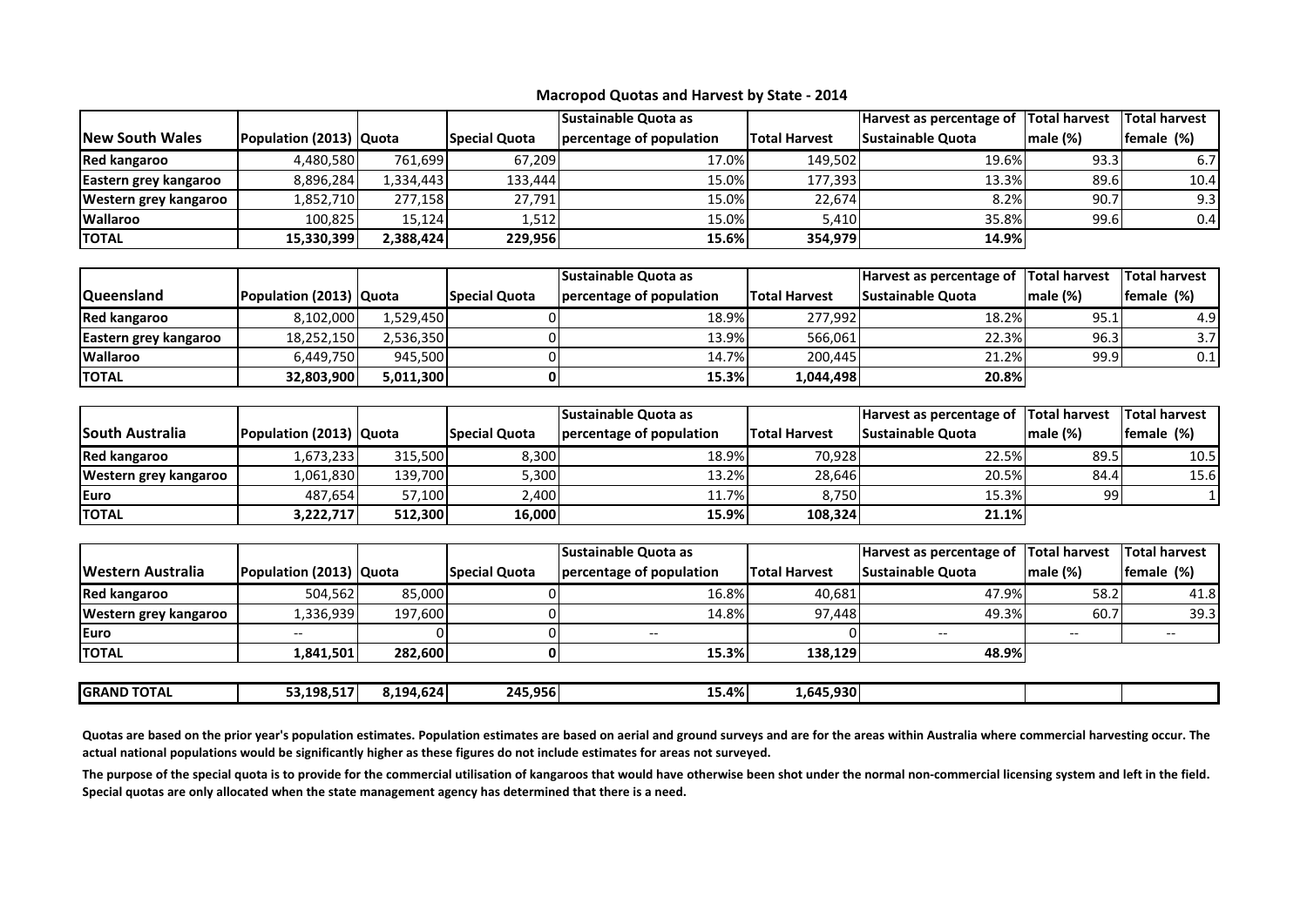## Macropod Quotas and Harvest by State - 2014

| New South Wales | Population (2013) | Quota | Special Quota | Sustainable Quota as percentage of population | Total Harvest | Harvest as percentage of Sustainable Quota | Total harvest male (%) | Total harvest female (%) |
|---|---|---|---|---|---|---|---|---|
| Red kangaroo | 4,480,580 | 761,699 | 67,209 | 17.0% | 149,502 | 19.6% | 93.3 | 6.7 |
| Eastern grey kangaroo | 8,896,284 | 1,334,443 | 133,444 | 15.0% | 177,393 | 13.3% | 89.6 | 10.4 |
| Western grey kangaroo | 1,852,710 | 277,158 | 27,791 | 15.0% | 22,674 | 8.2% | 90.7 | 9.3 |
| Wallaroo | 100,825 | 15,124 | 1,512 | 15.0% | 5,410 | 35.8% | 99.6 | 0.4 |
| **TOTAL** | **15,330,399** | **2,388,424** | **229,956** | **15.6%** | **354,979** | **14.9%** | | |

| Queensland | Population (2013) | Quota | Special Quota | Sustainable Quota as percentage of population | Total Harvest | Harvest as percentage of Sustainable Quota | Total harvest male (%) | Total harvest female (%) |
|---|---|---|---|---|---|---|---|---|
| Red kangaroo | 8,102,000 | 1,529,450 | 0 | 18.9% | 277,992 | 18.2% | 95.1 | 4.9 |
| Eastern grey kangaroo | 18,252,150 | 2,536,350 | 0 | 13.9% | 566,061 | 22.3% | 96.3 | 3.7 |
| Wallaroo | 6,449,750 | 945,500 | 0 | 14.7% | 200,445 | 21.2% | 99.9 | 0.1 |
| **TOTAL** | **32,803,900** | **5,011,300** | **0** | **15.3%** | **1,044,498** | **20.8%** | | |

| South Australia | Population (2013) | Quota | Special Quota | Sustainable Quota as percentage of population | Total Harvest | Harvest as percentage of Sustainable Quota | Total harvest male (%) | Total harvest female (%) |
|---|---|---|---|---|---|---|---|---|
| Red kangaroo | 1,673,233 | 315,500 | 8,300 | 18.9% | 70,928 | 22.5% | 89.5 | 10.5 |
| Western grey kangaroo | 1,061,830 | 139,700 | 5,300 | 13.2% | 28,646 | 20.5% | 84.4 | 15.6 |
| Euro | 487,654 | 57,100 | 2,400 | 11.7% | 8,750 | 15.3% | 99 | 1 |
| **TOTAL** | **3,222,717** | **512,300** | **16,000** | **15.9%** | **108,324** | **21.1%** | | |

| Western Australia | Population (2013) | Quota | Special Quota | Sustainable Quota as percentage of population | Total Harvest | Harvest as percentage of Sustainable Quota | Total harvest male (%) | Total harvest female (%) |
|---|---|---|---|---|---|---|---|---|
| Red kangaroo | 504,562 | 85,000 | 0 | 16.8% | 40,681 | 47.9% | 58.2 | 41.8 |
| Western grey kangaroo | 1,336,939 | 197,600 | 0 | 14.8% | 97,448 | 49.3% | 60.7 | 39.3 |
| Euro | -- | 0 | 0 | -- | 0 | -- | -- | -- |
| **TOTAL** | **1,841,501** | **282,600** | **0** | **15.3%** | **138,129** | **48.9%** | | |

| | | | | | | | | |
|---|---|---|---|---|---|---|---|---|
| **GRAND TOTAL** | **53,198,517** | **8,194,624** | **245,956** | **15.4%** | **1,645,930** | | | |

**Quotas are based on the prior year's population estimates. Population estimates are based on aerial and ground surveys and are for the areas within Australia where commercial harvesting occur. The actual national populations would be significantly higher as these figures do not include estimates for areas not surveyed.**

**The purpose of the special quota is to provide for the commercial utilisation of kangaroos that would have otherwise been shot under the normal non-commercial licensing system and left in the field. Special quotas are only allocated when the state management agency has determined that there is a need.**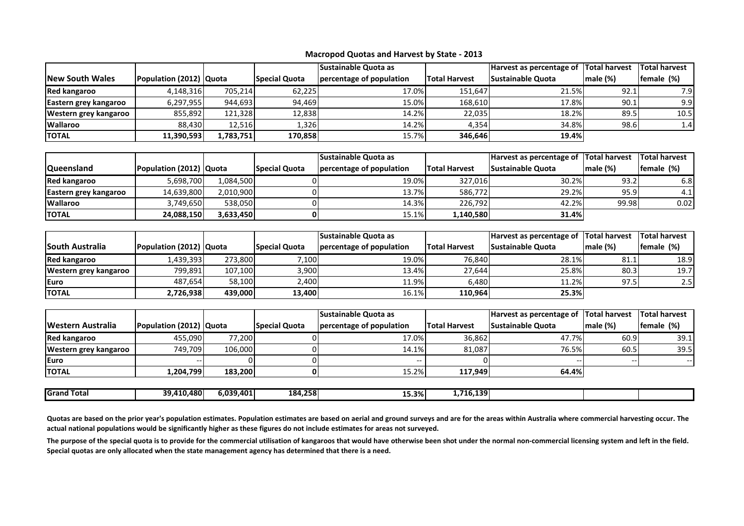## Macropod Quotas and Harvest by State - 2013

| New South Wales | Population (2012) | Quota | Special Quota | Sustainable Quota as percentage of population | Total Harvest | Harvest as percentage of Sustainable Quota | Total harvest male (%) | Total harvest female (%) |
|---|---|---|---|---|---|---|---|---|
| **Red kangaroo** | 4,148,316 | 705,214 | 62,225 | 17.0% | 151,647 | 21.5% | 92.1 | 7.9 |
| **Eastern grey kangaroo** | 6,297,955 | 944,693 | 94,469 | 15.0% | 168,610 | 17.8% | 90.1 | 9.9 |
| **Western grey kangaroo** | 855,892 | 121,328 | 12,838 | 14.2% | 22,035 | 18.2% | 89.5 | 10.5 |
| **Wallaroo** | 88,430 | 12,516 | 1,326 | 14.2% | 4,354 | 34.8% | 98.6 | 1.4 |
| **TOTAL** | **11,390,593** | **1,783,751** | **170,858** | 15.7% | **346,646** | **19.4%** | | |

| Queensland | Population (2012) | Quota | Special Quota | Sustainable Quota as percentage of population | Total Harvest | Harvest as percentage of Sustainable Quota | Total harvest male (%) | Total harvest female (%) |
|---|---|---|---|---|---|---|---|---|
| **Red kangaroo** | 5,698,700 | 1,084,500 | 0 | 19.0% | 327,016 | 30.2% | 93.2 | 6.8 |
| **Eastern grey kangaroo** | 14,639,800 | 2,010,900 | 0 | 13.7% | 586,772 | 29.2% | 95.9 | 4.1 |
| **Wallaroo** | 3,749,650 | 538,050 | 0 | 14.3% | 226,792 | 42.2% | 99.98 | 0.02 |
| **TOTAL** | **24,088,150** | **3,633,450** | **0** | 15.1% | **1,140,580** | **31.4%** | | |

| South Australia | Population (2012) | Quota | Special Quota | Sustainable Quota as percentage of population | Total Harvest | Harvest as percentage of Sustainable Quota | Total harvest male (%) | Total harvest female (%) |
|---|---|---|---|---|---|---|---|---|
| **Red kangaroo** | 1,439,393 | 273,800 | 7,100 | 19.0% | 76,840 | 28.1% | 81.1 | 18.9 |
| **Western grey kangaroo** | 799,891 | 107,100 | 3,900 | 13.4% | 27,644 | 25.8% | 80.3 | 19.7 |
| **Euro** | 487,654 | 58,100 | 2,400 | 11.9% | 6,480 | 11.2% | 97.5 | 2.5 |
| **TOTAL** | **2,726,938** | **439,000** | **13,400** | 16.1% | **110,964** | **25.3%** | | |

| Western Australia | Population (2012) | Quota | Special Quota | Sustainable Quota as percentage of population | Total Harvest | Harvest as percentage of Sustainable Quota | Total harvest male (%) | Total harvest female (%) |
|---|---|---|---|---|---|---|---|---|
| **Red kangaroo** | 455,090 | 77,200 | 0 | 17.0% | 36,862 | 47.7% | 60.9 | 39.1 |
| **Western grey kangaroo** | 749,709 | 106,000 | 0 | 14.1% | 81,087 | 76.5% | 60.5 | 39.5 |
| **Euro** | -- | 0 | 0 | -- | 0 | -- | -- | -- |
| **TOTAL** | **1,204,799** | **183,200** | **0** | 15.2% | **117,949** | **64.4%** | | |

| **Grand Total** | **39,410,480** | **6,039,401** | **184,258** | **15.3%** | **1,716,139** | | | |
|---|---|---|---|---|---|---|---|---|

**Quotas are based on the prior year's population estimates. Population estimates are based on aerial and ground surveys and are for the areas within Australia where commercial harvesting occur. The actual national populations would be significantly higher as these figures do not include estimates for areas not surveyed.**

**The purpose of the special quota is to provide for the commercial utilisation of kangaroos that would have otherwise been shot under the normal non-commercial licensing system and left in the field. Special quotas are only allocated when the state management agency has determined that there is a need.**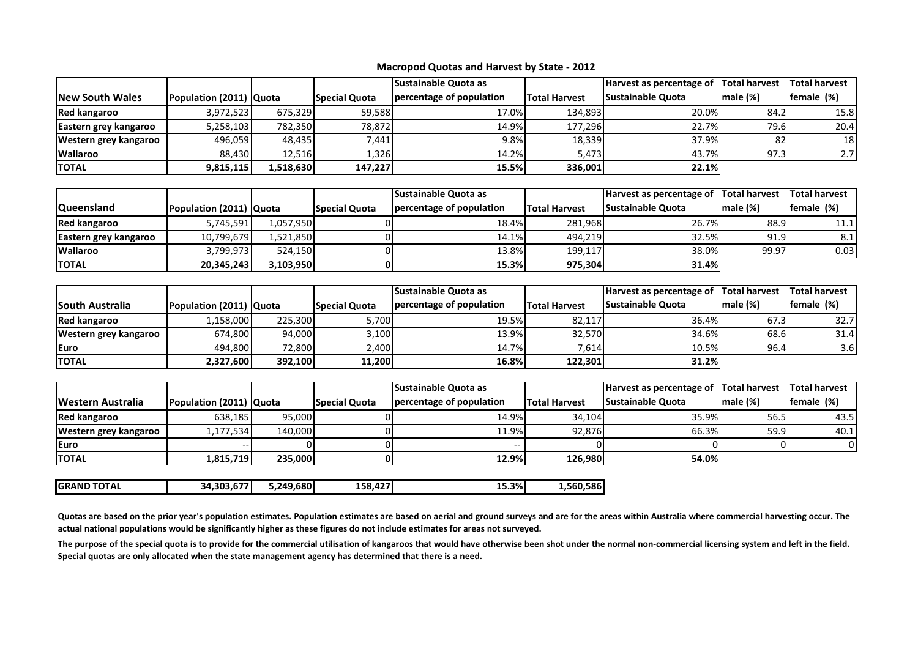## Macropod Quotas and Harvest by State - 2012

| New South Wales | Population (2011) | Quota | Special Quota | Sustainable Quota as percentage of population | Total Harvest | Harvest as percentage of Sustainable Quota | Total harvest male (%) | Total harvest female (%) |
|---|---|---|---|---|---|---|---|---|
| **Red kangaroo** | 3,972,523 | 675,329 | 59,588 | 17.0% | 134,893 | 20.0% | 84.2 | 15.8 |
| **Eastern grey kangaroo** | 5,258,103 | 782,350 | 78,872 | 14.9% | 177,296 | 22.7% | 79.6 | 20.4 |
| **Western grey kangaroo** | 496,059 | 48,435 | 7,441 | 9.8% | 18,339 | 37.9% | 82 | 18 |
| **Wallaroo** | 88,430 | 12,516 | 1,326 | 14.2% | 5,473 | 43.7% | 97.3 | 2.7 |
| **TOTAL** | **9,815,115** | **1,518,630** | **147,227** | **15.5%** | **336,001** | **22.1%** | | |

| Queensland | Population (2011) | Quota | Special Quota | Sustainable Quota as percentage of population | Total Harvest | Harvest as percentage of Sustainable Quota | Total harvest male (%) | Total harvest female (%) |
|---|---|---|---|---|---|---|---|---|
| **Red kangaroo** | 5,745,591 | 1,057,950 | 0 | 18.4% | 281,968 | 26.7% | 88.9 | 11.1 |
| **Eastern grey kangaroo** | 10,799,679 | 1,521,850 | 0 | 14.1% | 494,219 | 32.5% | 91.9 | 8.1 |
| **Wallaroo** | 3,799,973 | 524,150 | 0 | 13.8% | 199,117 | 38.0% | 99.97 | 0.03 |
| **TOTAL** | **20,345,243** | **3,103,950** | **0** | **15.3%** | **975,304** | **31.4%** | | |

| South Australia | Population (2011) | Quota | Special Quota | Sustainable Quota as percentage of population | Total Harvest | Harvest as percentage of Sustainable Quota | Total harvest male (%) | Total harvest female (%) |
|---|---|---|---|---|---|---|---|---|
| **Red kangaroo** | 1,158,000 | 225,300 | 5,700 | 19.5% | 82,117 | 36.4% | 67.3 | 32.7 |
| **Western grey kangaroo** | 674,800 | 94,000 | 3,100 | 13.9% | 32,570 | 34.6% | 68.6 | 31.4 |
| **Euro** | 494,800 | 72,800 | 2,400 | 14.7% | 7,614 | 10.5% | 96.4 | 3.6 |
| **TOTAL** | **2,327,600** | **392,100** | **11,200** | **16.8%** | **122,301** | **31.2%** | | |

| Western Australia | Population (2011) | Quota | Special Quota | Sustainable Quota as percentage of population | Total Harvest | Harvest as percentage of Sustainable Quota | Total harvest male (%) | Total harvest female (%) |
|---|---|---|---|---|---|---|---|---|
| **Red kangaroo** | 638,185 | 95,000 | 0 | 14.9% | 34,104 | 35.9% | 56.5 | 43.5 |
| **Western grey kangaroo** | 1,177,534 | 140,000 | 0 | 11.9% | 92,876 | 66.3% | 59.9 | 40.1 |
| **Euro** | -- | 0 | 0 | -- | 0 | 0 | 0 | 0 |
| **TOTAL** | **1,815,719** | **235,000** | **0** | **12.9%** | **126,980** | **54.0%** | | |

| | Population (2011) | Quota | Special Quota | Sustainable Quota as percentage of population | Total Harvest |
|---|---|---|---|---|---|
| **GRAND TOTAL** | **34,303,677** | **5,249,680** | **158,427** | **15.3%** | **1,560,586** |

**Quotas are based on the prior year's population estimates. Population estimates are based on aerial and ground surveys and are for the areas within Australia where commercial harvesting occur. The actual national populations would be significantly higher as these figures do not include estimates for areas not surveyed.**

**The purpose of the special quota is to provide for the commercial utilisation of kangaroos that would have otherwise been shot under the normal non-commercial licensing system and left in the field. Special quotas are only allocated when the state management agency has determined that there is a need.**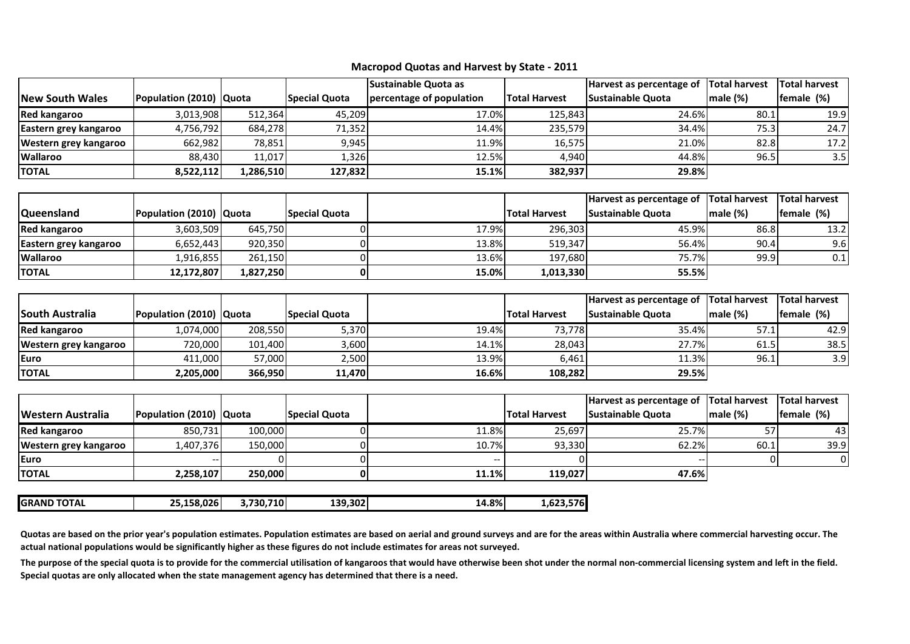## Macropod Quotas and Harvest by State - 2011

| New South Wales | Population (2010) | Quota | Special Quota | Sustainable Quota as percentage of population | Total Harvest | Harvest as percentage of Sustainable Quota | Total harvest male (%) | Total harvest female (%) |
|---|---|---|---|---|---|---|---|---|
| **Red kangaroo** | 3,013,908 | 512,364 | 45,209 | 17.0% | 125,843 | 24.6% | 80.1 | 19.9 |
| **Eastern grey kangaroo** | 4,756,792 | 684,278 | 71,352 | 14.4% | 235,579 | 34.4% | 75.3 | 24.7 |
| **Western grey kangaroo** | 662,982 | 78,851 | 9,945 | 11.9% | 16,575 | 21.0% | 82.8 | 17.2 |
| **Wallaroo** | 88,430 | 11,017 | 1,326 | 12.5% | 4,940 | 44.8% | 96.5 | 3.5 |
| **TOTAL** | **8,522,112** | **1,286,510** | **127,832** | **15.1%** | **382,937** | **29.8%** | | |

| Queensland | Population (2010) | Quota | Special Quota | | Total Harvest | Harvest as percentage of Sustainable Quota | Total harvest male (%) | Total harvest female (%) |
|---|---|---|---|---|---|---|---|---|
| **Red kangaroo** | 3,603,509 | 645,750 | 0 | 17.9% | 296,303 | 45.9% | 86.8 | 13.2 |
| **Eastern grey kangaroo** | 6,652,443 | 920,350 | 0 | 13.8% | 519,347 | 56.4% | 90.4 | 9.6 |
| **Wallaroo** | 1,916,855 | 261,150 | 0 | 13.6% | 197,680 | 75.7% | 99.9 | 0.1 |
| **TOTAL** | **12,172,807** | **1,827,250** | **0** | **15.0%** | **1,013,330** | **55.5%** | | |

| South Australia | Population (2010) | Quota | Special Quota | | Total Harvest | Harvest as percentage of Sustainable Quota | Total harvest male (%) | Total harvest female (%) |
|---|---|---|---|---|---|---|---|---|
| **Red kangaroo** | 1,074,000 | 208,550 | 5,370 | 19.4% | 73,778 | 35.4% | 57.1 | 42.9 |
| **Western grey kangaroo** | 720,000 | 101,400 | 3,600 | 14.1% | 28,043 | 27.7% | 61.5 | 38.5 |
| **Euro** | 411,000 | 57,000 | 2,500 | 13.9% | 6,461 | 11.3% | 96.1 | 3.9 |
| **TOTAL** | **2,205,000** | **366,950** | **11,470** | **16.6%** | **108,282** | **29.5%** | | |

| Western Australia | Population (2010) | Quota | Special Quota | | Total Harvest | Harvest as percentage of Sustainable Quota | Total harvest male (%) | Total harvest female (%) |
|---|---|---|---|---|---|---|---|---|
| **Red kangaroo** | 850,731 | 100,000 | 0 | 11.8% | 25,697 | 25.7% | 57 | 43 |
| **Western grey kangaroo** | 1,407,376 | 150,000 | 0 | 10.7% | 93,330 | 62.2% | 60.1 | 39.9 |
| **Euro** | -- | 0 | 0 | -- | 0 | -- | 0 | 0 |
| **TOTAL** | **2,258,107** | **250,000** | **0** | **11.1%** | **119,027** | **47.6%** | | |

| | | | | | |
|---|---|---|---|---|---|
| **GRAND TOTAL** | **25,158,026** | **3,730,710** | **139,302** | **14.8%** | **1,623,576** |

**Quotas are based on the prior year's population estimates. Population estimates are based on aerial and ground surveys and are for the areas within Australia where commercial harvesting occur. The actual national populations would be significantly higher as these figures do not include estimates for areas not surveyed.**

**The purpose of the special quota is to provide for the commercial utilisation of kangaroos that would have otherwise been shot under the normal non-commercial licensing system and left in the field. Special quotas are only allocated when the state management agency has determined that there is a need.**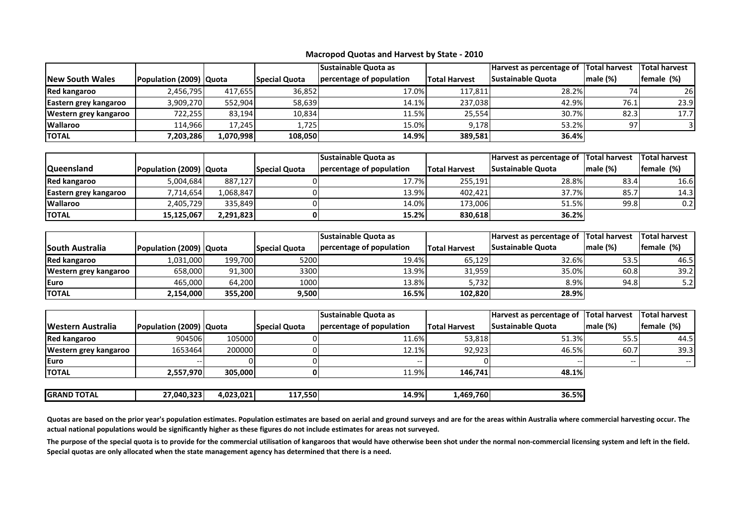## Macropod Quotas and Harvest by State - 2010

| New South Wales | Population (2009) | Quota | Special Quota | Sustainable Quota as percentage of population | Total Harvest | Harvest as percentage of Sustainable Quota | Total harvest male (%) | Total harvest female (%) |
|---|---|---|---|---|---|---|---|---|
| **Red kangaroo** | 2,456,795 | 417,655 | 36,852 | 17.0% | 117,811 | 28.2% | 74 | 26 |
| **Eastern grey kangaroo** | 3,909,270 | 552,904 | 58,639 | 14.1% | 237,038 | 42.9% | 76.1 | 23.9 |
| **Western grey kangaroo** | 722,255 | 83,194 | 10,834 | 11.5% | 25,554 | 30.7% | 82.3 | 17.7 |
| **Wallaroo** | 114,966 | 17,245 | 1,725 | 15.0% | 9,178 | 53.2% | 97 | 3 |
| **TOTAL** | **7,203,286** | **1,070,998** | **108,050** | **14.9%** | **389,581** | **36.4%** | | |

| Queensland | Population (2009) | Quota | Special Quota | Sustainable Quota as percentage of population | Total Harvest | Harvest as percentage of Sustainable Quota | Total harvest male (%) | Total harvest female (%) |
|---|---|---|---|---|---|---|---|---|
| **Red kangaroo** | 5,004,684 | 887,127 | 0 | 17.7% | 255,191 | 28.8% | 83.4 | 16.6 |
| **Eastern grey kangaroo** | 7,714,654 | 1,068,847 | 0 | 13.9% | 402,421 | 37.7% | 85.7 | 14.3 |
| **Wallaroo** | 2,405,729 | 335,849 | 0 | 14.0% | 173,006 | 51.5% | 99.8 | 0.2 |
| **TOTAL** | **15,125,067** | **2,291,823** | **0** | **15.2%** | **830,618** | **36.2%** | | |

| South Australia | Population (2009) | Quota | Special Quota | Sustainable Quota as percentage of population | Total Harvest | Harvest as percentage of Sustainable Quota | Total harvest male (%) | Total harvest female (%) |
|---|---|---|---|---|---|---|---|---|
| **Red kangaroo** | 1,031,000 | 199,700 | 5200 | 19.4% | 65,129 | 32.6% | 53.5 | 46.5 |
| **Western grey kangaroo** | 658,000 | 91,300 | 3300 | 13.9% | 31,959 | 35.0% | 60.8 | 39.2 |
| **Euro** | 465,000 | 64,200 | 1000 | 13.8% | 5,732 | 8.9% | 94.8 | 5.2 |
| **TOTAL** | **2,154,000** | **355,200** | **9,500** | **16.5%** | **102,820** | **28.9%** | | |

| Western Australia | Population (2009) | Quota | Special Quota | Sustainable Quota as percentage of population | Total Harvest | Harvest as percentage of Sustainable Quota | Total harvest male (%) | Total harvest female (%) |
|---|---|---|---|---|---|---|---|---|
| **Red kangaroo** | 904506 | 105000 | 0 | 11.6% | 53,818 | 51.3% | 55.5 | 44.5 |
| **Western grey kangaroo** | 1653464 | 200000 | 0 | 12.1% | 92,923 | 46.5% | 60.7 | 39.3 |
| **Euro** | -- | 0 | 0 | -- | 0 | -- | -- | -- |
| **TOTAL** | **2,557,970** | **305,000** | **0** | **11.9%** | **146,741** | **48.1%** | | |

| | | | | | | |
|---|---|---|---|---|---|---|
| **GRAND TOTAL** | **27,040,323** | **4,023,021** | **117,550** | **14.9%** | **1,469,760** | **36.5%** |

**Quotas are based on the prior year's population estimates. Population estimates are based on aerial and ground surveys and are for the areas within Australia where commercial harvesting occur. The actual national populations would be significantly higher as these figures do not include estimates for areas not surveyed.**

**The purpose of the special quota is to provide for the commercial utilisation of kangaroos that would have otherwise been shot under the normal non-commercial licensing system and left in the field. Special quotas are only allocated when the state management agency has determined that there is a need.**